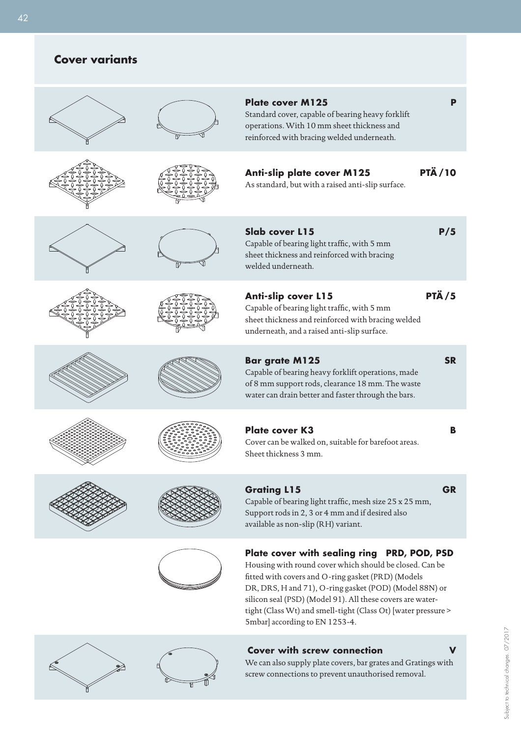## Cover variants

### Plate cover M125 — P

Standard cover, capable of bearing heavy forklift operations. With 10 mm sheet thickness and reinforced with bracing welded underneath.

### Anti-slip plate cover M125 — PTÄ / 10

As standard, but with a raised anti-slip surface.

### Slab cover L15 — P/5

Capable of bearing light traffic, with 5 mm sheet thickness and reinforced with bracing welded underneath.

### Anti-slip cover L15 — PTÄ / 5

Capable of bearing light traffic, with 5 mm sheet thickness and reinforced with bracing welded underneath, and a raised anti-slip surface.

### Bar grate M125 — SR

Capable of bearing heavy forklift operations, made of 8 mm support rods, clearance 18 mm. The waste water can drain better and faster through the bars.

### Plate cover K3 — B

Cover can be walked on, suitable for barefoot areas. Sheet thickness 3 mm.

### Grating L15 — GR

Capable of bearing light traffic, mesh size 25 x 25 mm, Support rods in 2, 3 or 4 mm and if desired also available as non-slip (RH) variant.

### Plate cover with sealing ring — PRD, POD, PSD

Housing with round cover which should be closed. Can be fitted with covers and O-ring gasket (PRD) (Models DR, DRS, H and 71), O-ring gasket (POD) (Model 88N) or silicon seal (PSD) (Model 91). All these covers are water-tight (Class Wt) and smell-tight (Class Ot) [water pressure > 5mbar] according to EN 1253-4.

### Cover with screw connection — V

We can also supply plate covers, bar grates and Gratings with screw connections to prevent unauthorised removal.

Subject to technical changes 07/2017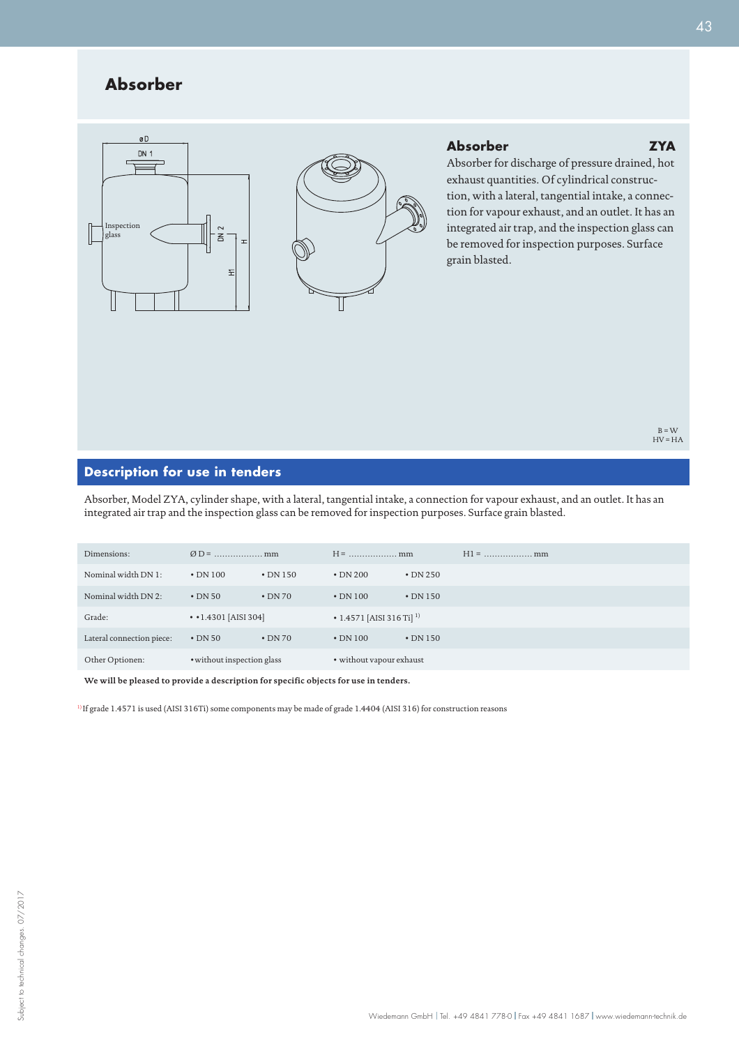# Absorber

## Absorber ZYA

Absorber for discharge of pressure drained, hot exhaust quantities. Of cylindrical construction, with a lateral, tangential intake, a connection for vapour exhaust, and an outlet. It has an integrated air trap, and the inspection glass can be removed for inspection purposes. Surface grain blasted.

B = W
HV = HA

## Description for use in tenders

Absorber, Model ZYA, cylinder shape, with a lateral, tangential intake, a connection for vapour exhaust, and an outlet. It has an integrated air trap and the inspection glass can be removed for inspection purposes. Surface grain blasted.

| Dimensions: | Ø D = .................. mm | | H = .................. mm | | H1 = .................. mm |
|---|---|---|---|---|---|
| Nominal width DN 1: | • DN 100 | • DN 150 | • DN 200 | • DN 250 | |
| Nominal width DN 2: | • DN 50 | • DN 70 | • DN 100 | • DN 150 | |
| Grade: | • •1.4301 [AISI 304] | | • 1.4571 [AISI 316 Ti] [1)] | | |
| Lateral connection piece: | • DN 50 | • DN 70 | • DN 100 | • DN 150 | |
| Other Optionen: | •without inspection glass | | • without vapour exhaust | | |

**We will be pleased to provide a description for specific objects for use in tenders.**

[1)] If grade 1.4571 is used (AISI 316Ti) some components may be made of grade 1.4404 (AISI 316) for construction reasons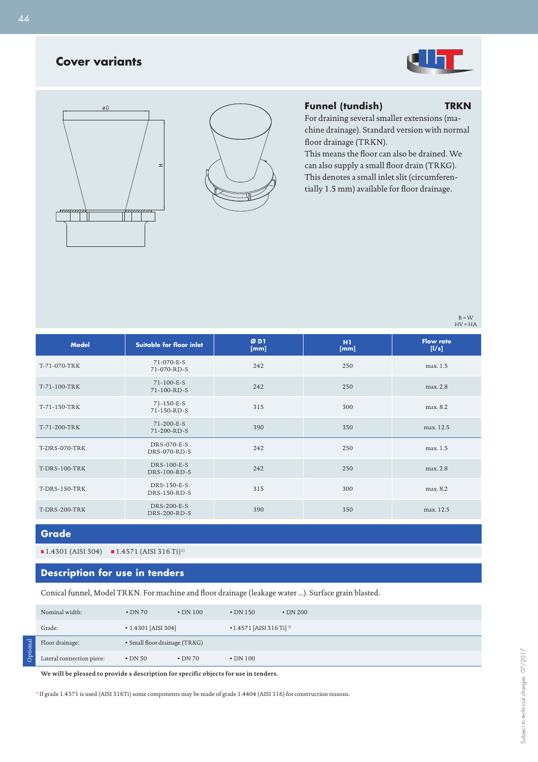# Cover variants

## Funnel (tundish) TRKN

For draining several smaller extensions (machine drainage). Standard version with normal floor drainage (TRKN).
This means the floor can also be drained. We can also supply a small floor drain (TRKG). This denotes a small inlet slit (circumferentially 1.5 mm) available for floor drainage.

B = W
HV = HA

| Model | Suitable for floor inlet | Ø D1 [mm] | H1 [mm] | Flow rate [l/s] |
|---|---|---|---|---|
| T-71-070-TRK | 71-070-E-S 71-070-RD-S | 242 | 250 | max. 1.5 |
| T-71-100-TRK | 71-100-E-S 71-100-RD-S | 242 | 250 | max. 2.8 |
| T-71-150-TRK | 71-150-E-S 71-150-RD-S | 315 | 300 | max. 8.2 |
| T-71-200-TRK | 71-200-E-S 71-200-RD-S | 390 | 350 | max. 12.5 |
| T-DRS-070-TRK | DRS-070-E-S DRS-070-RD-S | 242 | 250 | max. 1.5 |
| T-DRS-100-TRK | DRS-100-E-S DRS-100-RD-S | 242 | 250 | max. 2.8 |
| T-DRS-150-TRK | DRS-150-E-S DRS-150-RD-S | 315 | 300 | max. 8.2 |
| T-DRS-200-TRK | DRS-200-E-S DRS-200-RD-S | 390 | 350 | max. 12.5 |

## Grade

- 1.4301 (AISI 304)
- 1.4571 (AISI 316 Ti)[1)]

## Description for use in tenders

Conical funnel, Model TRKN. For machine and floor drainage (leakage water ...). Surface grain blasted.

| | | | | |
|---|---|---|---|---|
| Nominal width: | • DN 70 | • DN 100 | • DN 150 | • DN 200 |
| Grade: | • 1.4301 [AISI 304] | | • 1.4571 [AISI 316 Ti] [1)] | |
| *Optional* Floor drainage: | • Small floor drainage (TRKG) | | | |
| *Optional* Lateral connection piece: | • DN 50 | • DN 70 | • DN 100 | |

**We will be pleased to provide a description for specific objects for use in tenders.**

[1)] If grade 1.4571 is used (AISI 316Ti) some components may be made of grade 1.4404 (AISI 316) for construction reasons.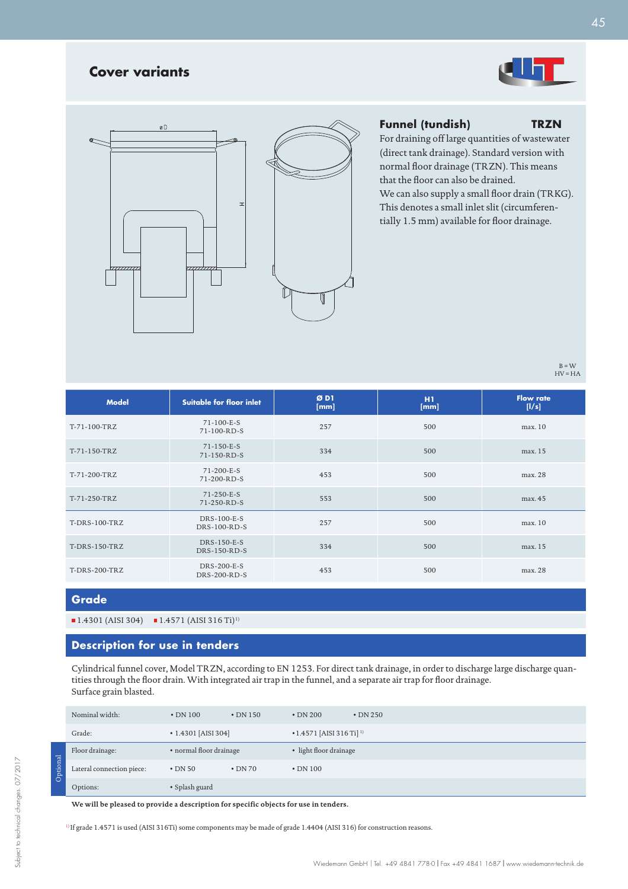## Cover variants

### Funnel (tundish) TRZN

For draining off large quantities of wastewater (direct tank drainage). Standard version with normal floor drainage (TRZN). This means that the floor can also be drained.
We can also supply a small floor drain (TRKG). This denotes a small inlet slit (circumferentially 1.5 mm) available for floor drainage.

ø D

H

B = W
HV = HA

| Model | Suitable for floor inlet | Ø D1 [mm] | H1 [mm] | Flow rate [l/s] |
|---|---|---|---|---|
| T-71-100-TRZ | 71-100-E-S<br>71-100-RD-S | 257 | 500 | max. 10 |
| T-71-150-TRZ | 71-150-E-S<br>71-150-RD-S | 334 | 500 | max. 15 |
| T-71-200-TRZ | 71-200-E-S<br>71-200-RD-S | 453 | 500 | max. 28 |
| T-71-250-TRZ | 71-250-E-S<br>71-250-RD-S | 553 | 500 | max. 45 |
| T-DRS-100-TRZ | DRS-100-E-S<br>DRS-100-RD-S | 257 | 500 | max. 10 |
| T-DRS-150-TRZ | DRS-150-E-S<br>DRS-150-RD-S | 334 | 500 | max. 15 |
| T-DRS-200-TRZ | DRS-200-E-S<br>DRS-200-RD-S | 453 | 500 | max. 28 |

## Grade

- 1.4301 (AISI 304)
- 1.4571 (AISI 316 Ti)[1)]

## Description for use in tenders

Cylindrical funnel cover, Model TRZN, according to EN 1253. For direct tank drainage, in order to discharge large discharge quantities through the floor drain. With integrated air trap in the funnel, and a separate air trap for floor drainage.
Surface grain blasted.

| | | | | |
|---|---|---|---|---|
| Nominal width: | • DN 100 | • DN 150 | • DN 200 | • DN 250 |
| Grade: | • 1.4301 [AISI 304] | | • 1.4571 [AISI 316 Ti] [1)] | |
| Floor drainage: | • normal floor drainage | | • light floor drainage | |
| Lateral connection piece: | • DN 50 | • DN 70 | • DN 100 | |
| Options: | • Splash guard | | | |

Optional

**We will be pleased to provide a description for specific objects for use in tenders.**

[1)] If grade 1.4571 is used (AISI 316Ti) some components may be made of grade 1.4404 (AISI 316) for construction reasons.

Subject to technical changes: 07/2017

Wiedemann GmbH | Tel. +49 4841 778-0 | Fax +49 4841 1687 | www.wiedemann-technik.de